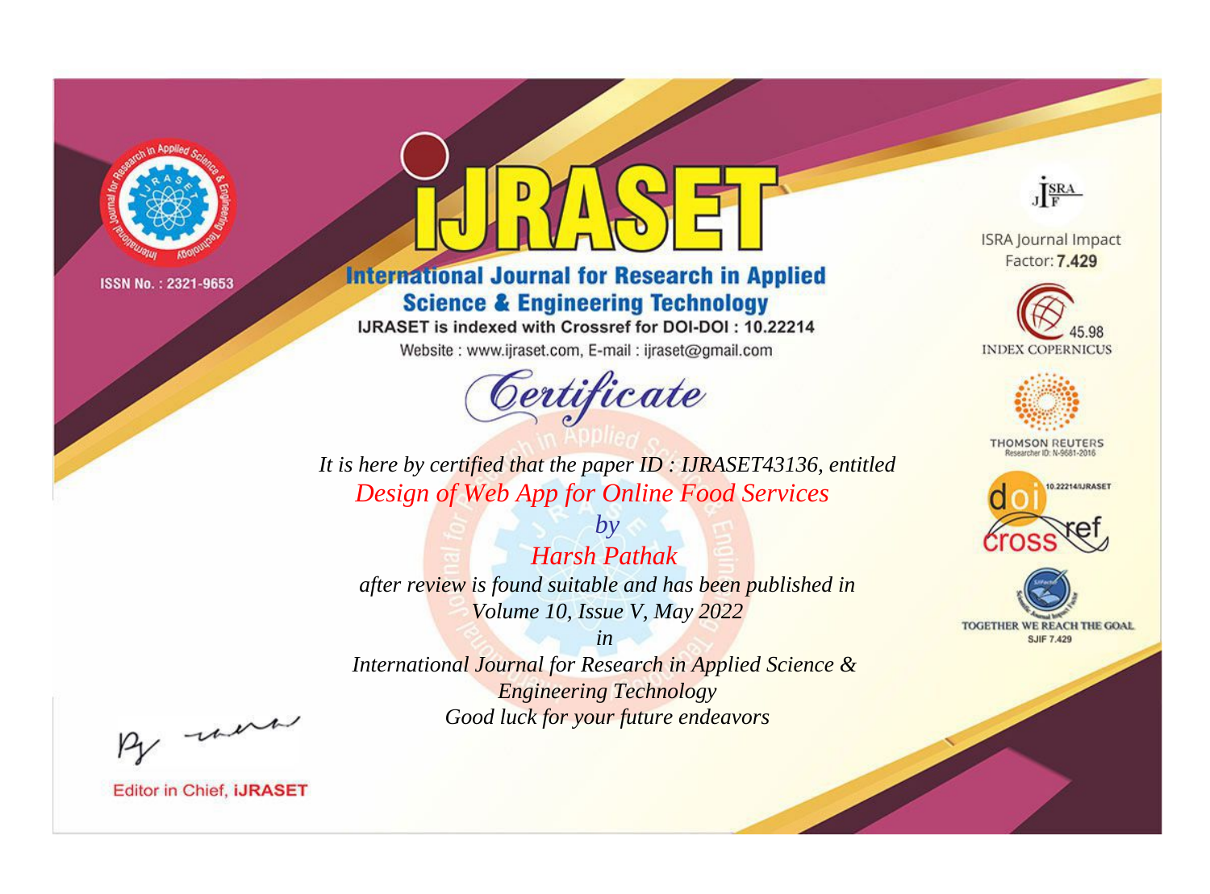ISSN No. : 2321-9653

# iJRASET

## International Journal for Research in Applied Science & Engineering Technology

IJRASET is indexed with Crossref for DOI-DOI : 10.22214

Website : www.ijraset.com, E-mail : ijraset@gmail.com

ISRA Journal Impact Factor: **7.429**

45.98 INDEX COPERNICUS

THOMSON REUTERS Researcher ID: N-9681-2016

10.22214/IJRASET

TOGETHER WE REACH THE GOAL SJIF 7.429

# *Certificate*

*It is here by certified that the paper ID : IJRASET43136, entitled*

*Design of Web App for Online Food Services*

*by*

*Harsh Pathak*

*after review is found suitable and has been published in*

*Volume 10, Issue V, May 2022*

*in*

*International Journal for Research in Applied Science & Engineering Technology*

*Good luck for your future endeavors*

Editor in Chief, **iJRASET**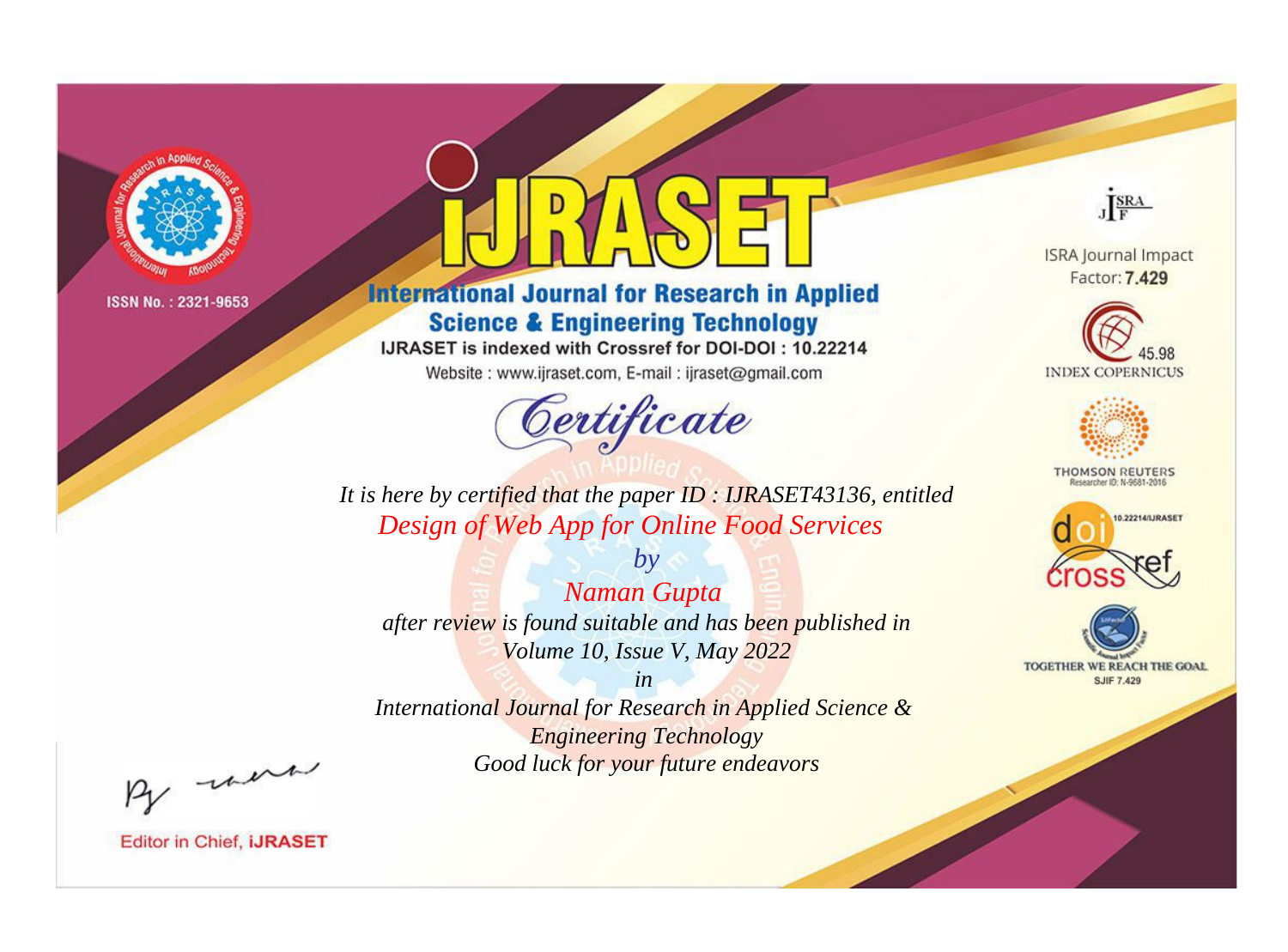ISSN No. : 2321-9653

# IJRASET

## International Journal for Research in Applied Science & Engineering Technology

IJRASET is indexed with Crossref for DOI-DOI : 10.22214

Website : www.ijraset.com, E-mail : ijraset@gmail.com

ISRA Journal Impact Factor: **7.429**

45.98 INDEX COPERNICUS

THOMSON REUTERS Researcher ID: N-9681-2016

10.22214/IJRASET

TOGETHER WE REACH THE GOAL SJIF 7.429

# *Certificate*

*It is here by certified that the paper ID : IJRASET43136, entitled*

*Design of Web App for Online Food Services*

*by*

*Naman Gupta*

*after review is found suitable and has been published in*

*Volume 10, Issue V, May 2022*

*in*

*International Journal for Research in Applied Science & Engineering Technology*

*Good luck for your future endeavors*

Editor in Chief, **iJRASET**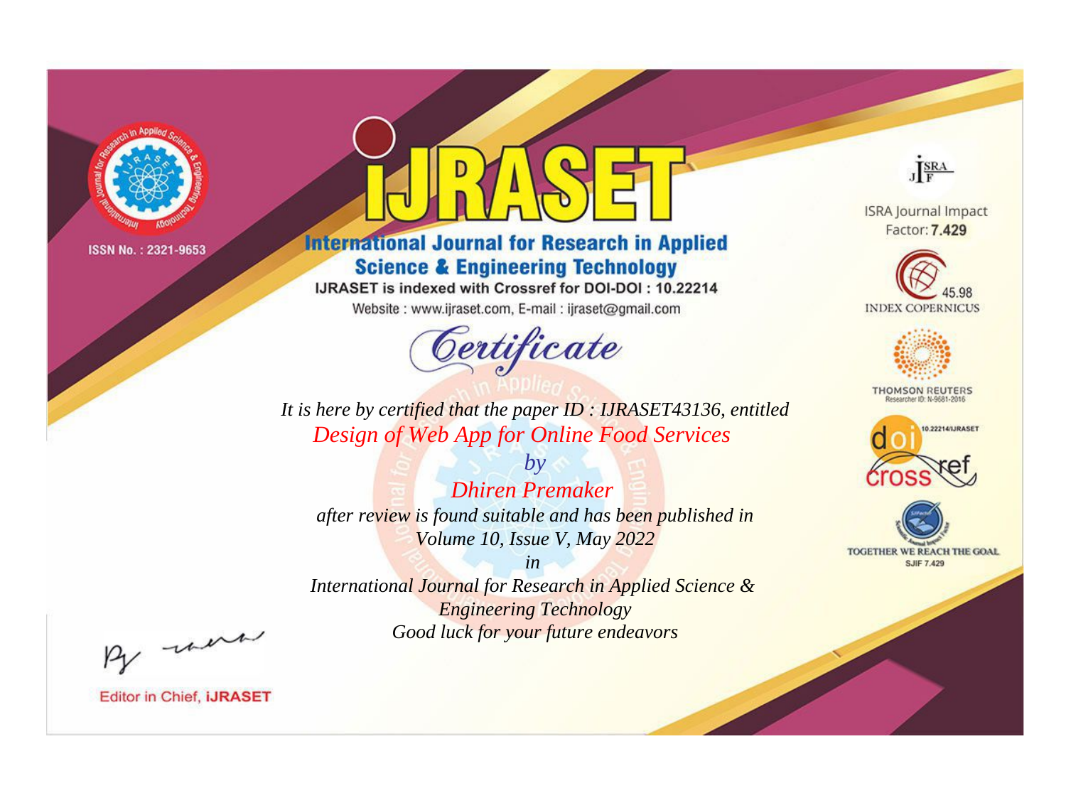ISSN No. : 2321-9653

# iJRASET

## International Journal for Research in Applied Science & Engineering Technology

IJRASET is indexed with Crossref for DOI-DOI : 10.22214

Website : www.ijraset.com, E-mail : ijraset@gmail.com

ISRA Journal Impact Factor: **7.429**

45.98 INDEX COPERNICUS

THOMSON REUTERS Researcher ID: N-9681-2016

10.22214/IJRASET

TOGETHER WE REACH THE GOAL SJIF 7.429

## *Certificate*

*It is here by certified that the paper ID : IJRASET43136, entitled*

*Design of Web App for Online Food Services*

*by*

*Dhiren Premaker*

*after review is found suitable and has been published in*

*Volume 10, Issue V, May 2022*

*in*

*International Journal for Research in Applied Science & Engineering Technology*

*Good luck for your future endeavors*

Editor in Chief, **iJRASET**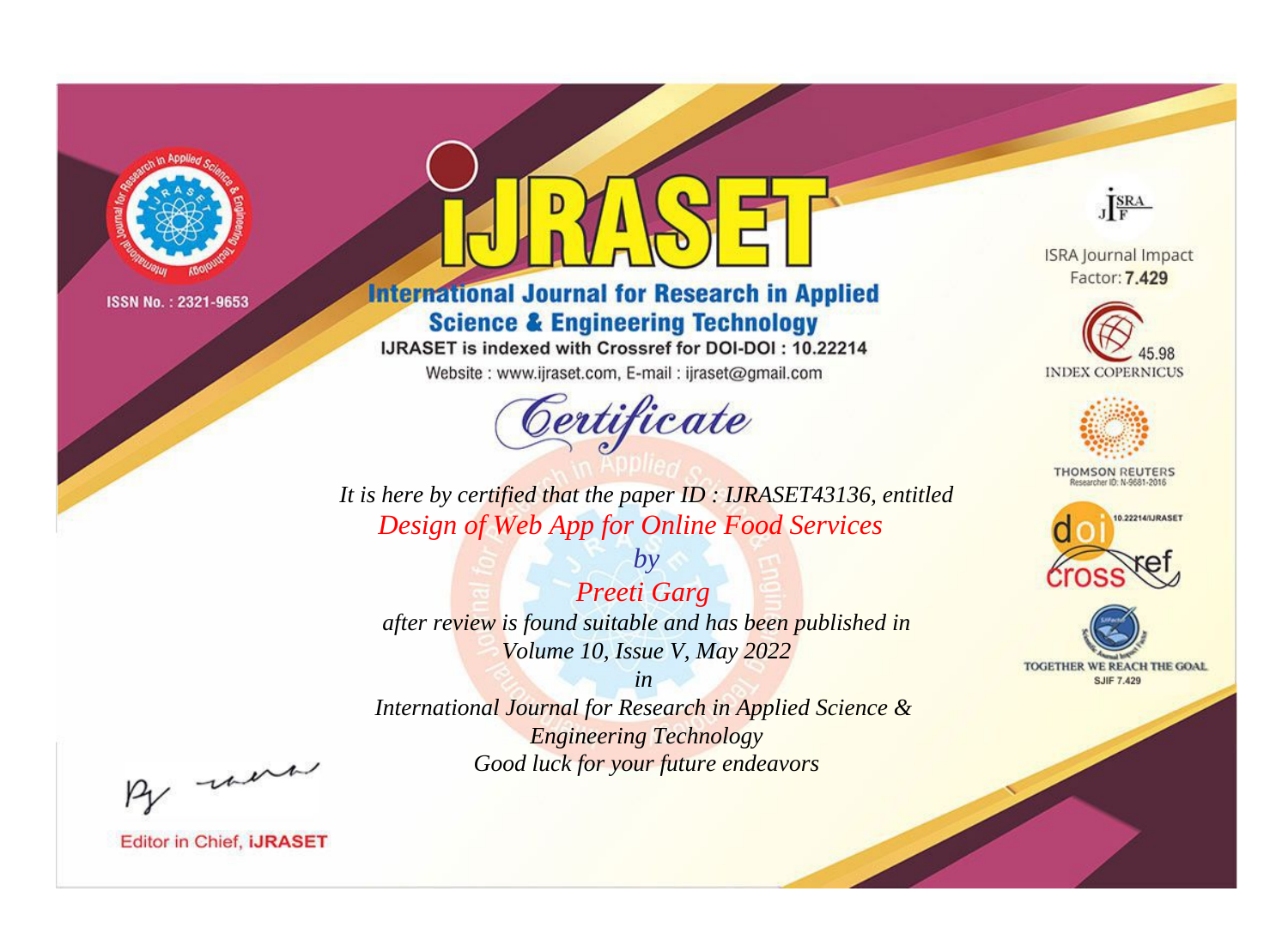ISSN No. : 2321-9653

# iJRASET

**International Journal for Research in Applied Science & Engineering Technology**

IJRASET is indexed with Crossref for DOI-DOI : 10.22214

Website : www.ijraset.com, E-mail : ijraset@gmail.com

## Certificate

*It is here by certified that the paper ID : IJRASET43136, entitled*

*Design of Web App for Online Food Services*

*by*

*Preeti Garg*

*after review is found suitable and has been published in*

*Volume 10, Issue V, May 2022*

*in*

*International Journal for Research in Applied Science & Engineering Technology*

*Good luck for your future endeavors*

ISRA Journal Impact Factor: **7.429**

45.98 INDEX COPERNICUS

THOMSON REUTERS Researcher ID: N-9681-2016

10.22214/IJRASET

TOGETHER WE REACH THE GOAL SJIF 7.429

Editor in Chief, **iJRASET**